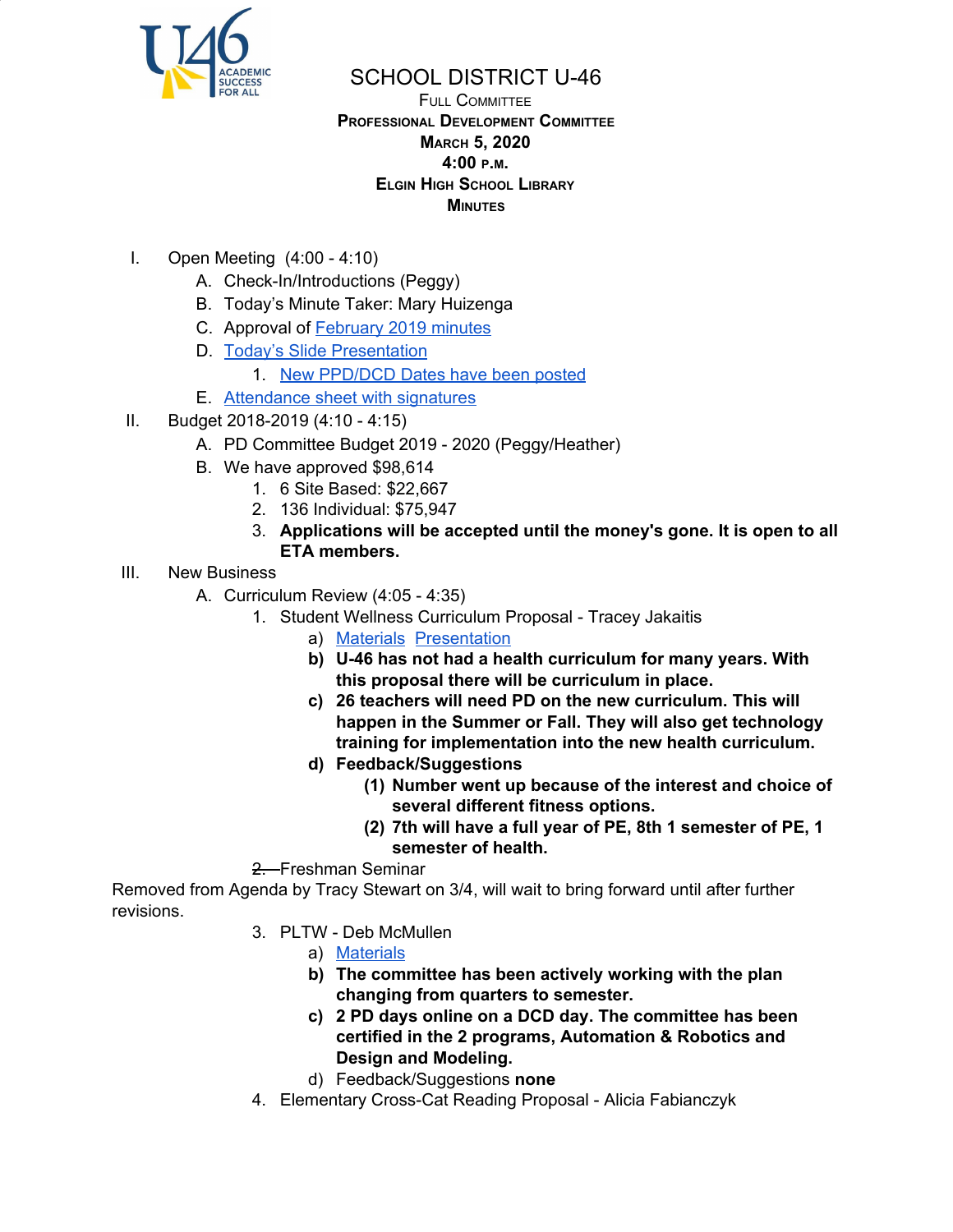# SCHOOL DISTRICT U-46

FULL COMMITTEE
**PROFESSIONAL DEVELOPMENT COMMITTEE**
**MARCH 5, 2020**
**4:00 P.M.**
**ELGIN HIGH SCHOOL LIBRARY**
**MINUTES**

I. Open Meeting (4:00 - 4:10)
   A. Check-In/Introductions (Peggy)
   B. Today's Minute Taker: Mary Huizenga
   C. Approval of February 2019 minutes
   D. Today's Slide Presentation
      1. New PPD/DCD Dates have been posted
   E. Attendance sheet with signatures

II. Budget 2018-2019 (4:10 - 4:15)
   A. PD Committee Budget 2019 - 2020 (Peggy/Heather)
   B. We have approved $98,614
      1. 6 Site Based: $22,667
      2. 136 Individual: $75,947
      3. **Applications will be accepted until the money's gone. It is open to all ETA members.**

III. New Business
   A. Curriculum Review (4:05 - 4:35)
      1. Student Wellness Curriculum Proposal - Tracey Jakaitis
         a) Materials Presentation
         b) **U-46 has not had a health curriculum for many years. With this proposal there will be curriculum in place.**
         c) **26 teachers will need PD on the new curriculum. This will happen in the Summer or Fall. They will also get technology training for implementation into the new health curriculum.**
         d) **Feedback/Suggestions**
            (1) **Number went up because of the interest and choice of several different fitness options.**
            (2) **7th will have a full year of PE, 8th 1 semester of PE, 1 semester of health.**

      ~~2.~~ Freshman Seminar

Removed from Agenda by Tracy Stewart on 3/4, will wait to bring forward until after further revisions.

      3. PLTW - Deb McMullen
         a) Materials
         b) **The committee has been actively working with the plan changing from quarters to semester.**
         c) **2 PD days online on a DCD day. The committee has been certified in the 2 programs, Automation & Robotics and Design and Modeling.**
         d) Feedback/Suggestions **none**
      4. Elementary Cross-Cat Reading Proposal - Alicia Fabianczyk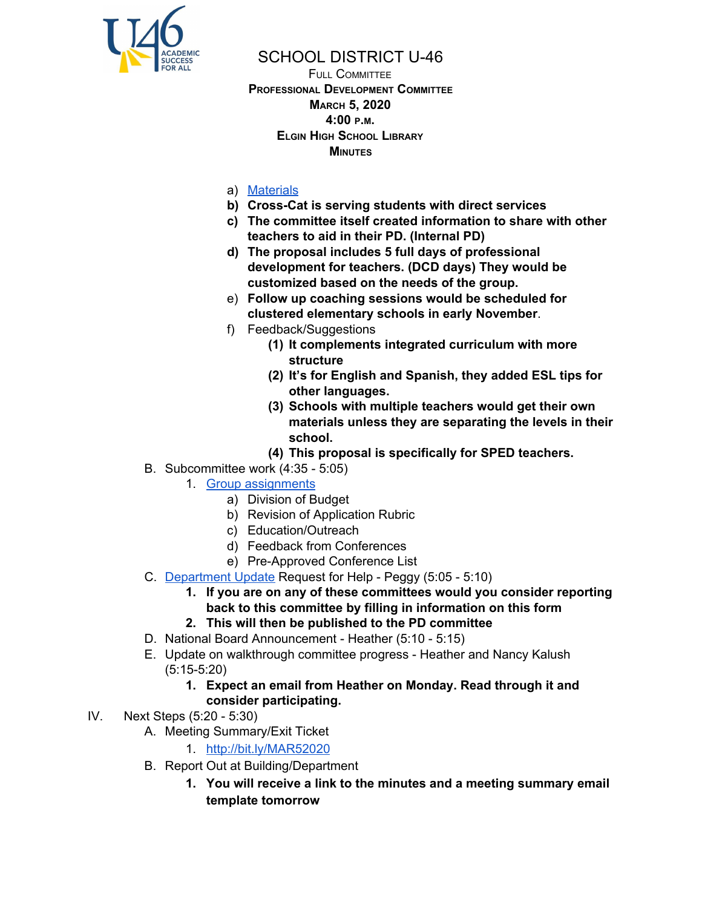# SCHOOL DISTRICT U-46

**Full Committee**
**Professional Development Committee**
**March 5, 2020**
**4:00 p.m.**
**Elgin High School Library**
**Minutes**

- a) Materials
- **b) Cross-Cat is serving students with direct services**
- **c) The committee itself created information to share with other teachers to aid in their PD. (Internal PD)**
- **d) The proposal includes 5 full days of professional development for teachers. (DCD days) They would be customized based on the needs of the group.**
- e) **Follow up coaching sessions would be scheduled for clustered elementary schools in early November**.
- f) Feedback/Suggestions
  - **(1) It complements integrated curriculum with more structure**
  - **(2) It's for English and Spanish, they added ESL tips for other languages.**
  - **(3) Schools with multiple teachers would get their own materials unless they are separating the levels in their school.**
  - **(4) This proposal is specifically for SPED teachers.**

B. Subcommittee work (4:35 - 5:05)

1. Group assignments
   - a) Division of Budget
   - b) Revision of Application Rubric
   - c) Education/Outreach
   - d) Feedback from Conferences
   - e) Pre-Approved Conference List

C. Department Update Request for Help - Peggy (5:05 - 5:10)

1. **If you are on any of these committees would you consider reporting back to this committee by filling in information on this form**
2. **This will then be published to the PD committee**

D. National Board Announcement - Heather (5:10 - 5:15)

E. Update on walkthrough committee progress - Heather and Nancy Kalush (5:15-5:20)

1. **Expect an email from Heather on Monday. Read through it and consider participating.**

IV. Next Steps (5:20 - 5:30)

A. Meeting Summary/Exit Ticket

1. http://bit.ly/MAR52020

B. Report Out at Building/Department

1. **You will receive a link to the minutes and a meeting summary email template tomorrow**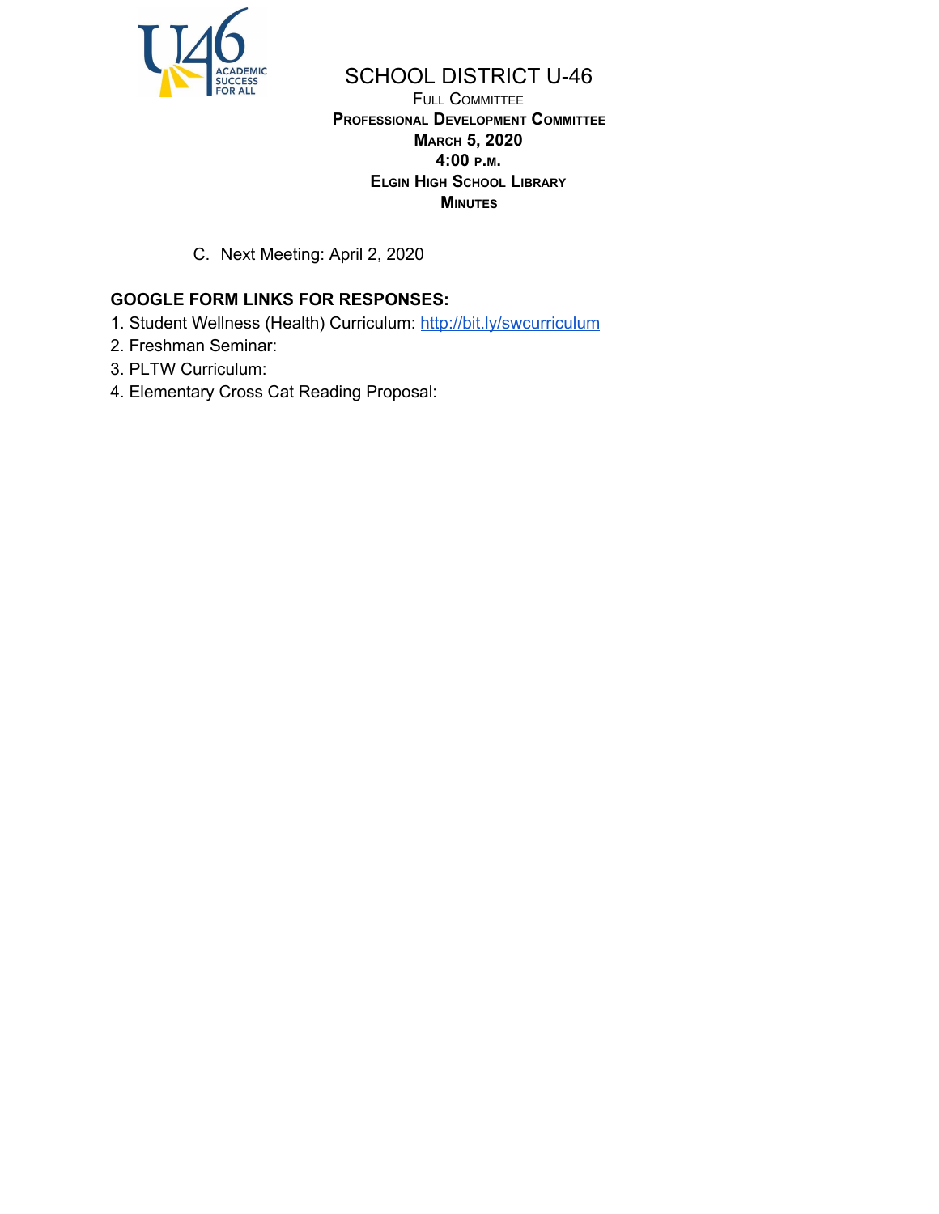# SCHOOL DISTRICT U-46

Full Committee

**Professional Development Committee**

**March 5, 2020**

**4:00 p.m.**

**Elgin High School Library**

**Minutes**

C. Next Meeting: April 2, 2020

**GOOGLE FORM LINKS FOR RESPONSES:**

1. Student Wellness (Health) Curriculum: http://bit.ly/swcurriculum
2. Freshman Seminar:
3. PLTW Curriculum:
4. Elementary Cross Cat Reading Proposal: